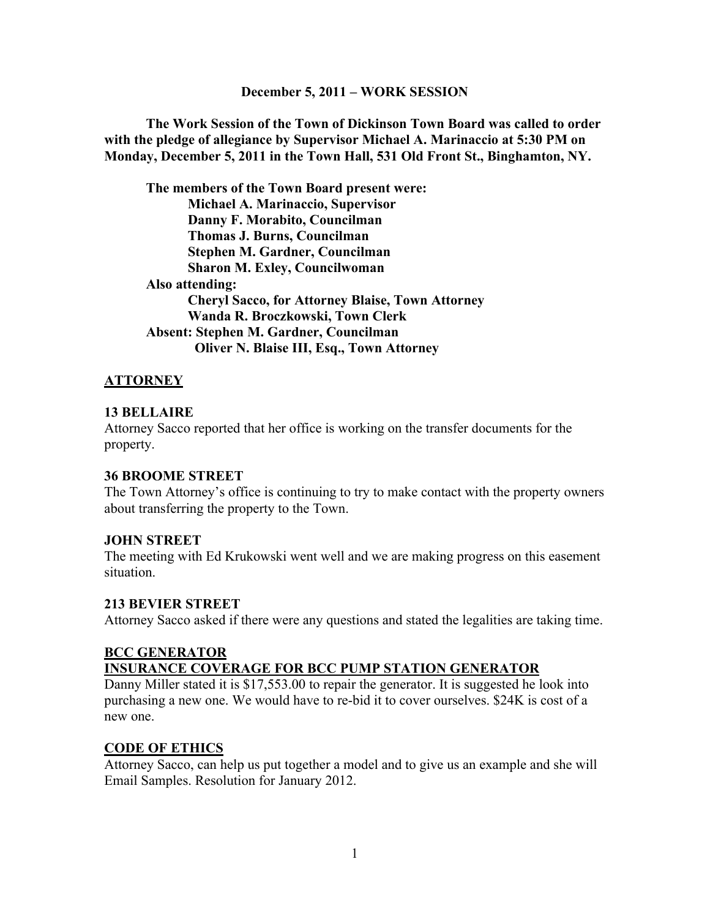**December 5, 2011 – WORK SESSION**

**The Work Session of the Town of Dickinson Town Board was called to order with the pledge of allegiance by Supervisor Michael A. Marinaccio at 5:30 PM on Monday, December 5, 2011 in the Town Hall, 531 Old Front St., Binghamton, NY.**

**The members of the Town Board present were:**
**Michael A. Marinaccio, Supervisor**
**Danny F. Morabito, Councilman**
**Thomas J. Burns, Councilman**
**Stephen M. Gardner, Councilman**
**Sharon M. Exley, Councilwoman**
**Also attending:**
**Cheryl Sacco, for Attorney Blaise, Town Attorney**
**Wanda R. Broczkowski, Town Clerk**
**Absent: Stephen M. Gardner, Councilman**
**Oliver N. Blaise III, Esq., Town Attorney**

## ATTORNEY

### 13 BELLAIRE

Attorney Sacco reported that her office is working on the transfer documents for the property.

### 36 BROOME STREET

The Town Attorney's office is continuing to try to make contact with the property owners about transferring the property to the Town.

### JOHN STREET

The meeting with Ed Krukowski went well and we are making progress on this easement situation.

### 213 BEVIER STREET

Attorney Sacco asked if there were any questions and stated the legalities are taking time.

## BCC GENERATOR
## INSURANCE COVERAGE FOR BCC PUMP STATION GENERATOR

Danny Miller stated it is $17,553.00 to repair the generator. It is suggested he look into purchasing a new one. We would have to re-bid it to cover ourselves. $24K is cost of a new one.

## CODE OF ETHICS

Attorney Sacco, can help us put together a model and to give us an example and she will Email Samples. Resolution for January 2012.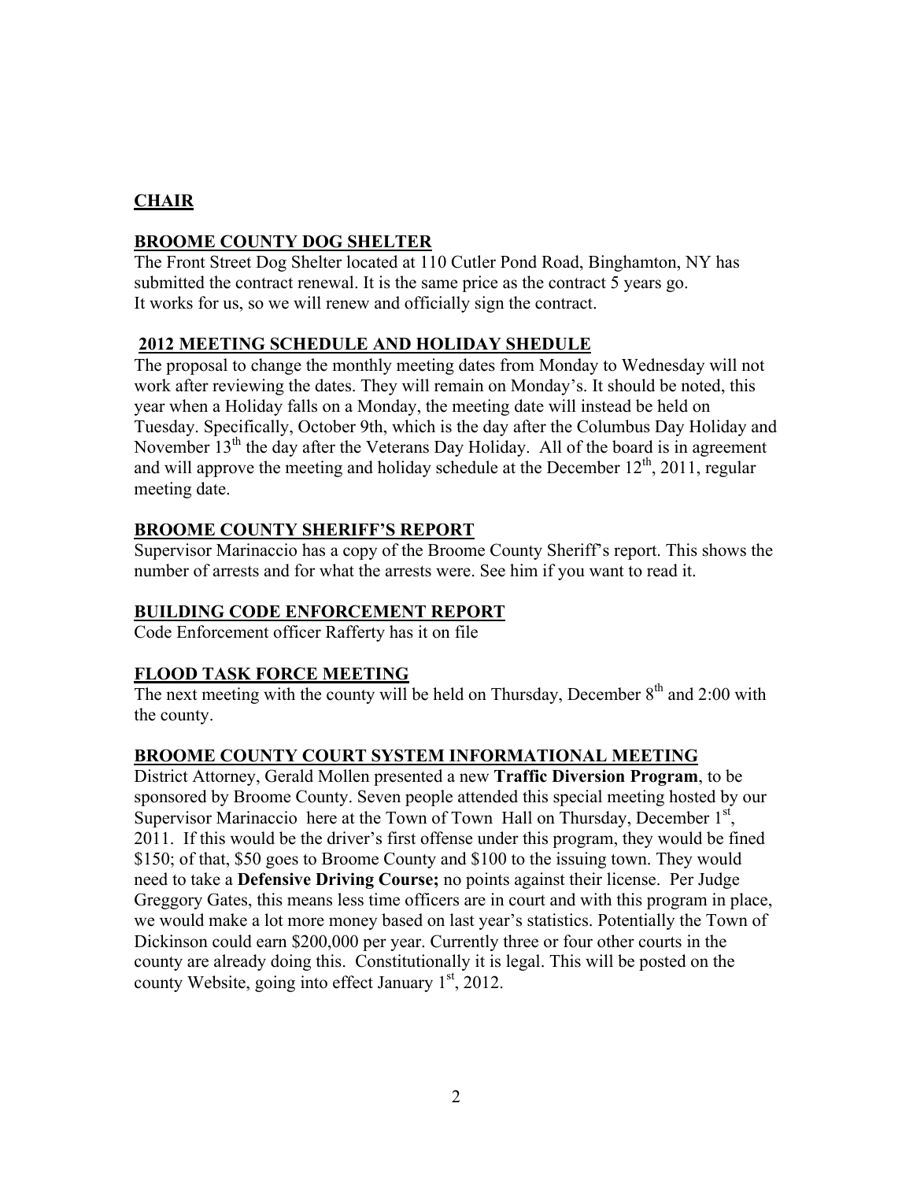**CHAIR**

**BROOME COUNTY DOG SHELTER**

The Front Street Dog Shelter located at 110 Cutler Pond Road, Binghamton, NY has submitted the contract renewal. It is the same price as the contract 5 years go. It works for us, so we will renew and officially sign the contract.

**2012 MEETING SCHEDULE AND HOLIDAY SHEDULE**

The proposal to change the monthly meeting dates from Monday to Wednesday will not work after reviewing the dates. They will remain on Monday's. It should be noted, this year when a Holiday falls on a Monday, the meeting date will instead be held on Tuesday. Specifically, October 9th, which is the day after the Columbus Day Holiday and November 13th the day after the Veterans Day Holiday. All of the board is in agreement and will approve the meeting and holiday schedule at the December 12th, 2011, regular meeting date.

**BROOME COUNTY SHERIFF'S REPORT**

Supervisor Marinaccio has a copy of the Broome County Sheriff's report. This shows the number of arrests and for what the arrests were. See him if you want to read it.

**BUILDING CODE ENFORCEMENT REPORT**

Code Enforcement officer Rafferty has it on file

**FLOOD TASK FORCE MEETING**

The next meeting with the county will be held on Thursday, December 8th and 2:00 with the county.

**BROOME COUNTY COURT SYSTEM INFORMATIONAL MEETING**

District Attorney, Gerald Mollen presented a new **Traffic Diversion Program**, to be sponsored by Broome County. Seven people attended this special meeting hosted by our Supervisor Marinaccio here at the Town of Town Hall on Thursday, December 1st, 2011. If this would be the driver's first offense under this program, they would be fined \$150; of that, \$50 goes to Broome County and \$100 to the issuing town. They would need to take a **Defensive Driving Course;** no points against their license. Per Judge Greggory Gates, this means less time officers are in court and with this program in place, we would make a lot more money based on last year's statistics. Potentially the Town of Dickinson could earn \$200,000 per year. Currently three or four other courts in the county are already doing this. Constitutionally it is legal. This will be posted on the county Website, going into effect January 1st, 2012.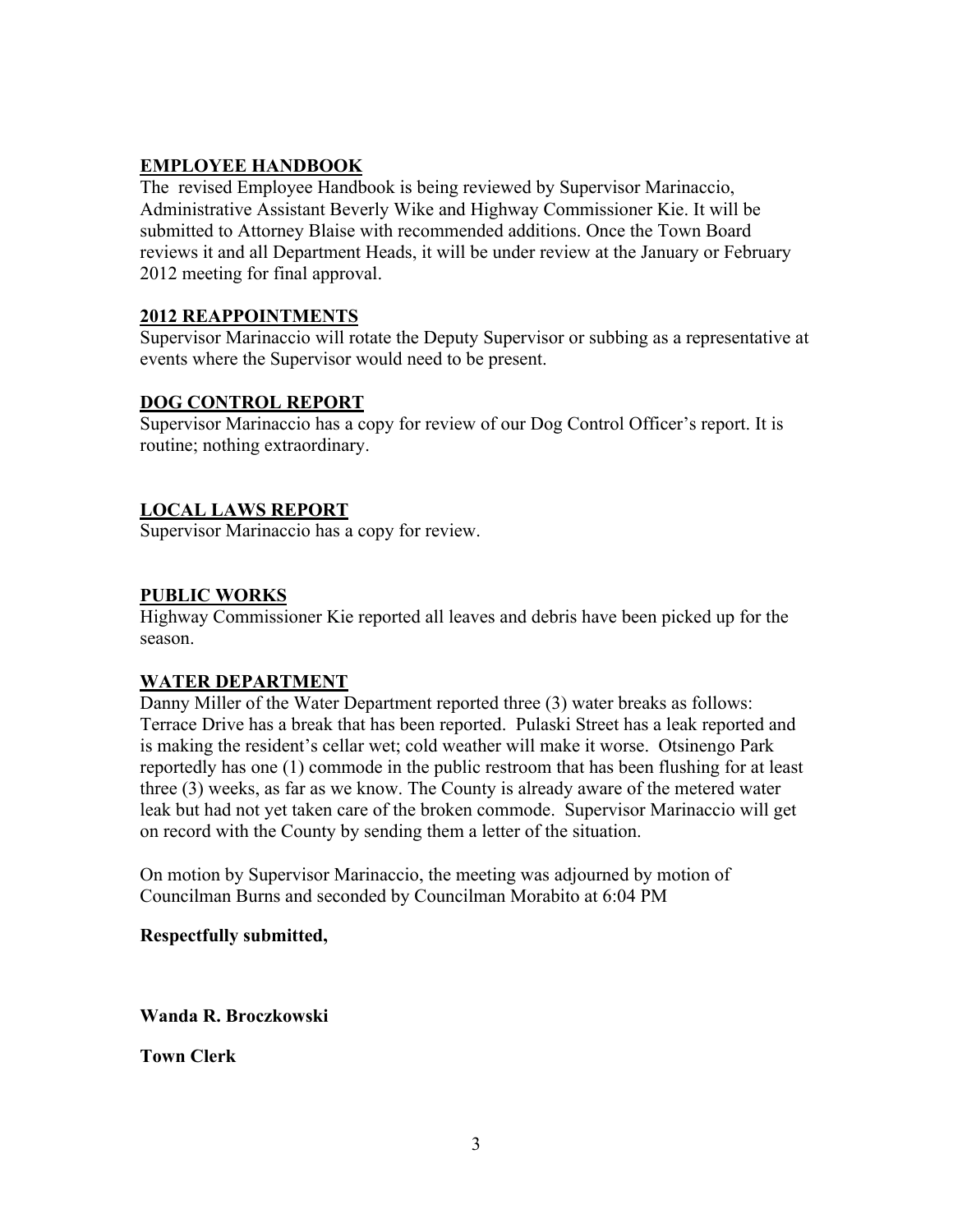## EMPLOYEE HANDBOOK

The revised Employee Handbook is being reviewed by Supervisor Marinaccio, Administrative Assistant Beverly Wike and Highway Commissioner Kie. It will be submitted to Attorney Blaise with recommended additions. Once the Town Board reviews it and all Department Heads, it will be under review at the January or February 2012 meeting for final approval.

## 2012 REAPPOINTMENTS

Supervisor Marinaccio will rotate the Deputy Supervisor or subbing as a representative at events where the Supervisor would need to be present.

## DOG CONTROL REPORT

Supervisor Marinaccio has a copy for review of our Dog Control Officer's report. It is routine; nothing extraordinary.

## LOCAL LAWS REPORT

Supervisor Marinaccio has a copy for review.

## PUBLIC WORKS

Highway Commissioner Kie reported all leaves and debris have been picked up for the season.

## WATER DEPARTMENT

Danny Miller of the Water Department reported three (3) water breaks as follows: Terrace Drive has a break that has been reported. Pulaski Street has a leak reported and is making the resident's cellar wet; cold weather will make it worse. Otsinengo Park reportedly has one (1) commode in the public restroom that has been flushing for at least three (3) weeks, as far as we know. The County is already aware of the metered water leak but had not yet taken care of the broken commode. Supervisor Marinaccio will get on record with the County by sending them a letter of the situation.

On motion by Supervisor Marinaccio, the meeting was adjourned by motion of Councilman Burns and seconded by Councilman Morabito at 6:04 PM

**Respectfully submitted,**

**Wanda R. Broczkowski**

**Town Clerk**